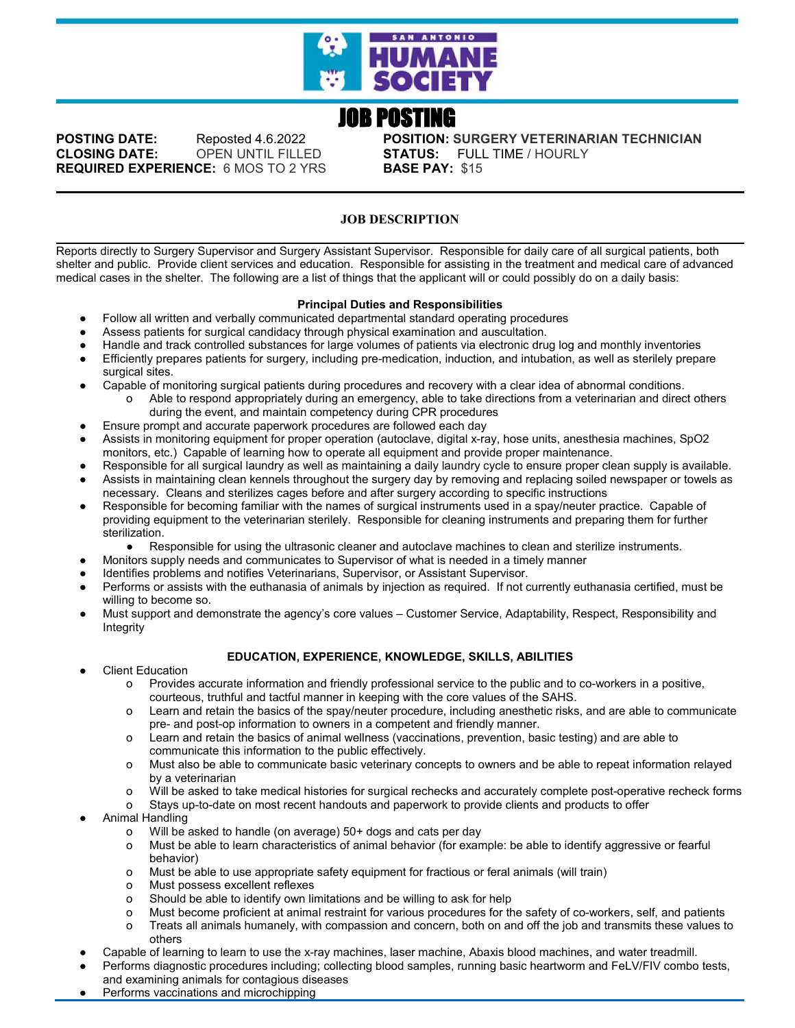SAN ANTONIO HUMANE SOCIETY

# JOB POSTING

**POSTING DATE:** Reposted 4.6.2022
**CLOSING DATE:** OPEN UNTIL FILLED
**REQUIRED EXPERIENCE:** 6 MOS TO 2 YRS

**POSITION:** **SURGERY VETERINARIAN TECHNICIAN**
**STATUS:** FULL TIME / HOURLY
**BASE PAY:** $15

## JOB DESCRIPTION

Reports directly to Surgery Supervisor and Surgery Assistant Supervisor. Responsible for daily care of all surgical patients, both shelter and public. Provide client services and education. Responsible for assisting in the treatment and medical care of advanced medical cases in the shelter. The following are a list of things that the applicant will or could possibly do on a daily basis:

### Principal Duties and Responsibilities

- Follow all written and verbally communicated departmental standard operating procedures
- Assess patients for surgical candidacy through physical examination and auscultation.
- Handle and track controlled substances for large volumes of patients via electronic drug log and monthly inventories
- Efficiently prepares patients for surgery, including pre-medication, induction, and intubation, as well as sterilely prepare surgical sites.
- Capable of monitoring surgical patients during procedures and recovery with a clear idea of abnormal conditions.
  - Able to respond appropriately during an emergency, able to take directions from a veterinarian and direct others during the event, and maintain competency during CPR procedures
- Ensure prompt and accurate paperwork procedures are followed each day
- Assists in monitoring equipment for proper operation (autoclave, digital x-ray, hose units, anesthesia machines, SpO2 monitors, etc.) Capable of learning how to operate all equipment and provide proper maintenance.
- Responsible for all surgical laundry as well as maintaining a daily laundry cycle to ensure proper clean supply is available.
- Assists in maintaining clean kennels throughout the surgery day by removing and replacing soiled newspaper or towels as necessary. Cleans and sterilizes cages before and after surgery according to specific instructions
- Responsible for becoming familiar with the names of surgical instruments used in a spay/neuter practice. Capable of providing equipment to the veterinarian sterilely. Responsible for cleaning instruments and preparing them for further sterilization.
  - Responsible for using the ultrasonic cleaner and autoclave machines to clean and sterilize instruments.
- Monitors supply needs and communicates to Supervisor of what is needed in a timely manner
- Identifies problems and notifies Veterinarians, Supervisor, or Assistant Supervisor.
- Performs or assists with the euthanasia of animals by injection as required. If not currently euthanasia certified, must be willing to become so.
- Must support and demonstrate the agency's core values – Customer Service, Adaptability, Respect, Responsibility and Integrity

### EDUCATION, EXPERIENCE, KNOWLEDGE, SKILLS, ABILITIES

- Client Education
  - Provides accurate information and friendly professional service to the public and to co-workers in a positive, courteous, truthful and tactful manner in keeping with the core values of the SAHS.
  - Learn and retain the basics of the spay/neuter procedure, including anesthetic risks, and are able to communicate pre- and post-op information to owners in a competent and friendly manner.
  - Learn and retain the basics of animal wellness (vaccinations, prevention, basic testing) and are able to communicate this information to the public effectively.
  - Must also be able to communicate basic veterinary concepts to owners and be able to repeat information relayed by a veterinarian
  - Will be asked to take medical histories for surgical rechecks and accurately complete post-operative recheck forms
  - Stays up-to-date on most recent handouts and paperwork to provide clients and products to offer
- Animal Handling
  - Will be asked to handle (on average) 50+ dogs and cats per day
  - Must be able to learn characteristics of animal behavior (for example: be able to identify aggressive or fearful behavior)
  - Must be able to use appropriate safety equipment for fractious or feral animals (will train)
  - Must possess excellent reflexes
  - Should be able to identify own limitations and be willing to ask for help
  - Must become proficient at animal restraint for various procedures for the safety of co-workers, self, and patients
  - Treats all animals humanely, with compassion and concern, both on and off the job and transmits these values to others
- Capable of learning to learn to use the x-ray machines, laser machine, Abaxis blood machines, and water treadmill.
- Performs diagnostic procedures including; collecting blood samples, running basic heartworm and FeLV/FIV combo tests, and examining animals for contagious diseases
- Performs vaccinations and microchipping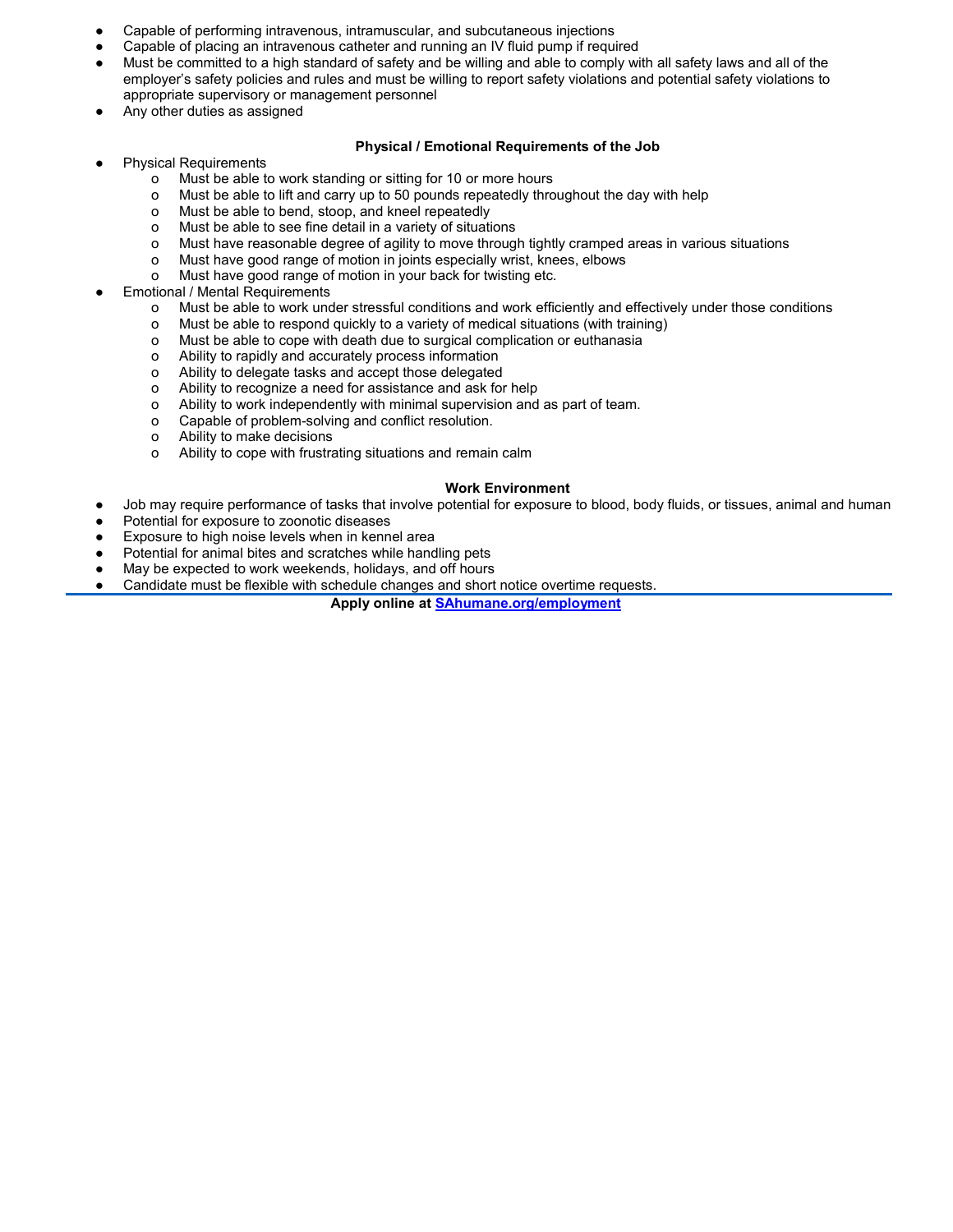- Capable of performing intravenous, intramuscular, and subcutaneous injections
- Capable of placing an intravenous catheter and running an IV fluid pump if required
- Must be committed to a high standard of safety and be willing and able to comply with all safety laws and all of the employer's safety policies and rules and must be willing to report safety violations and potential safety violations to appropriate supervisory or management personnel
- Any other duties as assigned

**Physical / Emotional Requirements of the Job**

- Physical Requirements
  - Must be able to work standing or sitting for 10 or more hours
  - Must be able to lift and carry up to 50 pounds repeatedly throughout the day with help
  - Must be able to bend, stoop, and kneel repeatedly
  - Must be able to see fine detail in a variety of situations
  - Must have reasonable degree of agility to move through tightly cramped areas in various situations
  - Must have good range of motion in joints especially wrist, knees, elbows
  - Must have good range of motion in your back for twisting etc.
- Emotional / Mental Requirements
  - Must be able to work under stressful conditions and work efficiently and effectively under those conditions
  - Must be able to respond quickly to a variety of medical situations (with training)
  - Must be able to cope with death due to surgical complication or euthanasia
  - Ability to rapidly and accurately process information
  - Ability to delegate tasks and accept those delegated
  - Ability to recognize a need for assistance and ask for help
  - Ability to work independently with minimal supervision and as part of team.
  - Capable of problem-solving and conflict resolution.
  - Ability to make decisions
  - Ability to cope with frustrating situations and remain calm

**Work Environment**

- Job may require performance of tasks that involve potential for exposure to blood, body fluids, or tissues, animal and human
- Potential for exposure to zoonotic diseases
- Exposure to high noise levels when in kennel area
- Potential for animal bites and scratches while handling pets
- May be expected to work weekends, holidays, and off hours
- Candidate must be flexible with schedule changes and short notice overtime requests.

---

**Apply online at [SAhumane.org/employment](SAhumane.org/employment)**